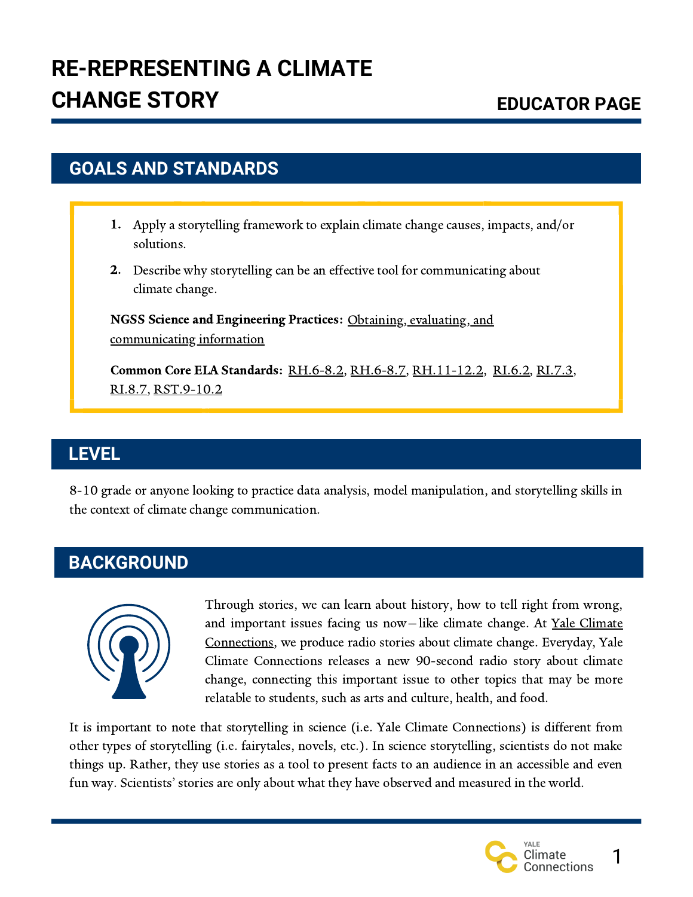# RE-REPRESENTING A CLIMATE CHANGE STORY

**EDUCATOR PAGE**

## GOALS AND STANDARDS

1. Apply a storytelling framework to explain climate change causes, impacts, and/or solutions.
2. Describe why storytelling can be an effective tool for communicating about climate change.

**NGSS Science and Engineering Practices:** Obtaining, evaluating, and communicating information

**Common Core ELA Standards:** RH.6-8.2, RH.6-8.7, RH.11-12.2, RI.6.2, RI.7.3, RI.8.7, RST.9-10.2

## LEVEL

8-10 grade or anyone looking to practice data analysis, model manipulation, and storytelling skills in the context of climate change communication.

## BACKGROUND

Through stories, we can learn about history, how to tell right from wrong, and important issues facing us now—like climate change. At Yale Climate Connections, we produce radio stories about climate change. Everyday, Yale Climate Connections releases a new 90-second radio story about climate change, connecting this important issue to other topics that may be more relatable to students, such as arts and culture, health, and food.

It is important to note that storytelling in science (i.e. Yale Climate Connections) is different from other types of storytelling (i.e. fairytales, novels, etc.). In science storytelling, scientists do not make things up. Rather, they use stories as a tool to present facts to an audience in an accessible and even fun way. Scientists' stories are only about what they have observed and measured in the world.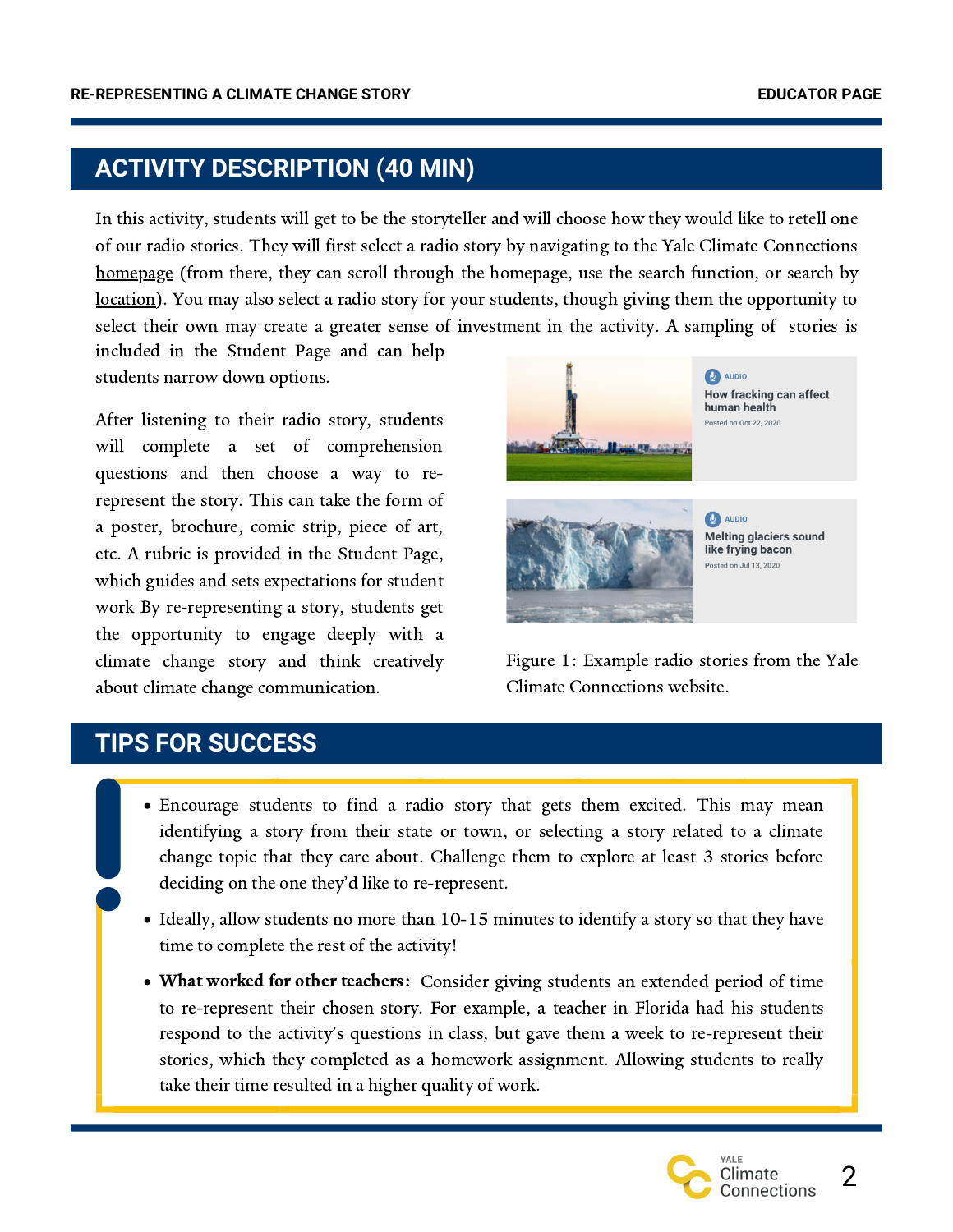## ACTIVITY DESCRIPTION (40 MIN)

In this activity, students will get to be the storyteller and will choose how they would like to retell one of our radio stories. They will first select a radio story by navigating to the Yale Climate Connections homepage (from there, they can scroll through the homepage, use the search function, or search by location). You may also select a radio story for your students, though giving them the opportunity to select their own may create a greater sense of investment in the activity. A sampling of stories is included in the Student Page and can help students narrow down options.

After listening to their radio story, students will complete a set of comprehension questions and then choose a way to re-represent the story. This can take the form of a poster, brochure, comic strip, piece of art, etc. A rubric is provided in the Student Page, which guides and sets expectations for student work By re-representing a story, students get the opportunity to engage deeply with a climate change story and think creatively about climate change communication.

AUDIO
How fracking can affect human health
Posted on Oct 22, 2020

AUDIO
Melting glaciers sound like frying bacon
Posted on Jul 13, 2020

Figure 1: Example radio stories from the Yale Climate Connections website.

## TIPS FOR SUCCESS

- Encourage students to find a radio story that gets them excited. This may mean identifying a story from their state or town, or selecting a story related to a climate change topic that they care about. Challenge them to explore at least 3 stories before deciding on the one they'd like to re-represent.
- Ideally, allow students no more than 10-15 minutes to identify a story so that they have time to complete the rest of the activity!
- **What worked for other teachers:** Consider giving students an extended period of time to re-represent their chosen story. For example, a teacher in Florida had his students respond to the activity's questions in class, but gave them a week to re-represent their stories, which they completed as a homework assignment. Allowing students to really take their time resulted in a higher quality of work.